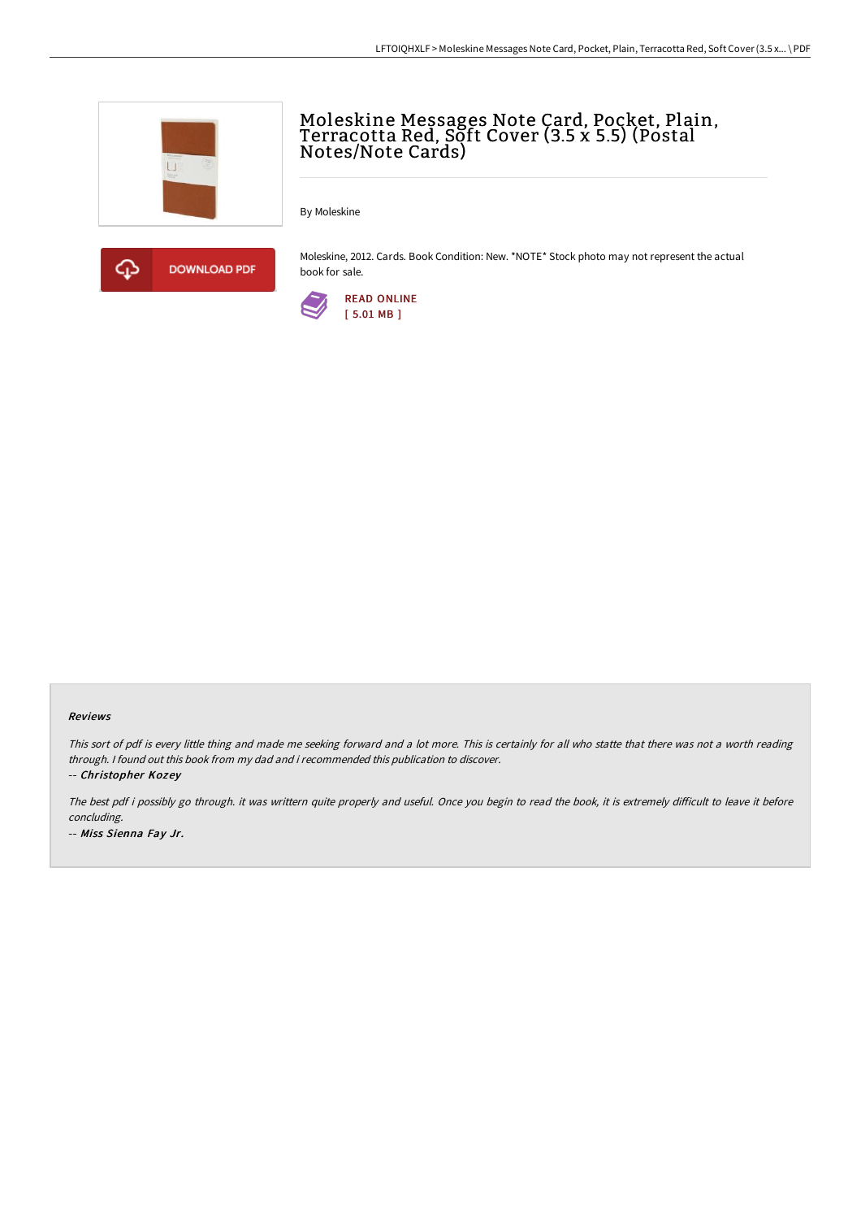# Moleskine Messages Note Card, Pocket, Plain, Terracotta Red, Soft Cover (3.5 x 5.5) (Postal Notes/Note Cards)

By Moleskine

DOWNLOAD PDF

Moleskine, 2012. Cards. Book Condition: New. *NOTE* Stock photo may not represent the actual book for sale.

READ ONLINE
[ 5.01 MB ]

### Reviews

*This sort of pdf is every little thing and made me seeking forward and a lot more. This is certainly for all who statte that there was not a worth reading through. I found out this book from my dad and i recommended this publication to discover.*

-- ***Christopher Kozey***

*The best pdf i possibly go through. it was writtern quite properly and useful. Once you begin to read the book, it is extremely difficult to leave it before concluding.*

-- ***Miss Sienna Fay Jr.***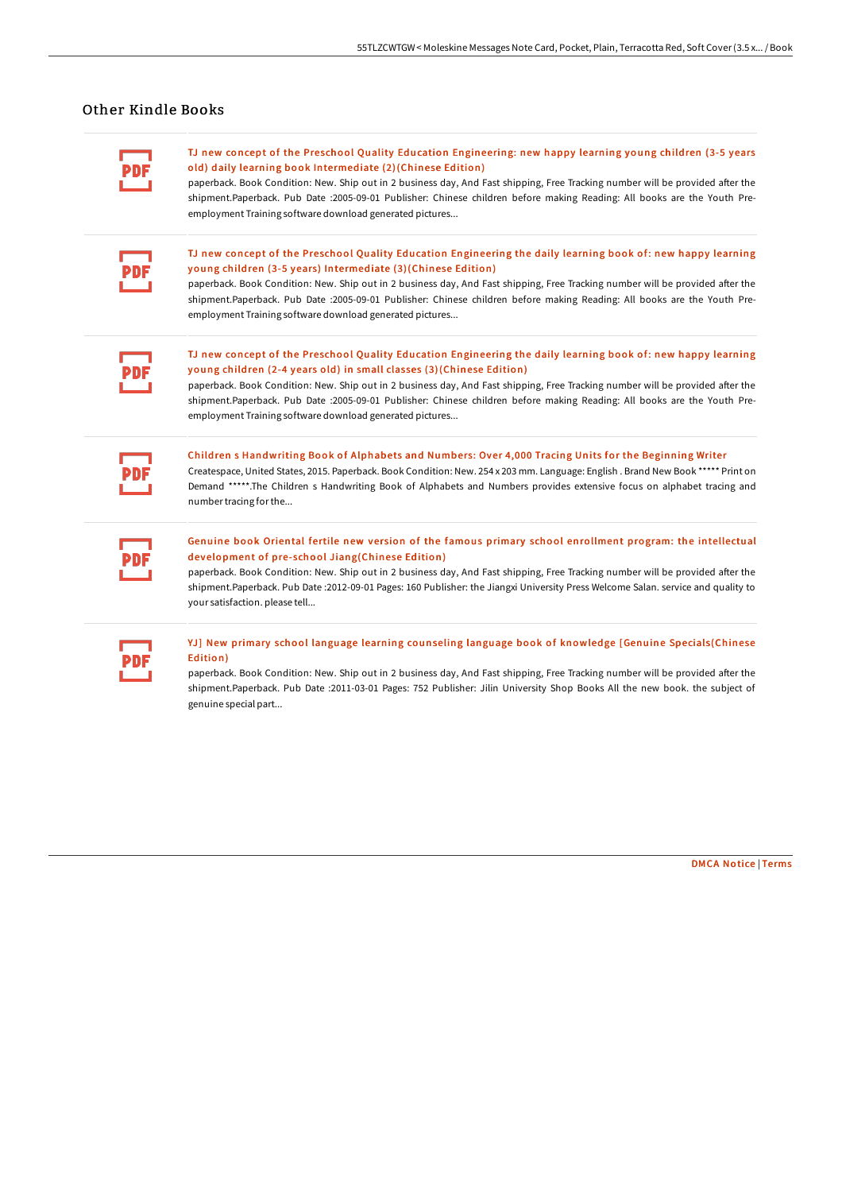## Other Kindle Books

**TJ new concept of the Preschool Quality Education Engineering: new happy learning young children (3-5 years old) daily learning book Intermediate (2)(Chinese Edition)**

paperback. Book Condition: New. Ship out in 2 business day, And Fast shipping, Free Tracking number will be provided after the shipment.Paperback. Pub Date :2005-09-01 Publisher: Chinese children before making Reading: All books are the Youth Pre-employment Training software download generated pictures...

**TJ new concept of the Preschool Quality Education Engineering the daily learning book of: new happy learning young children (3-5 years) Intermediate (3)(Chinese Edition)**

paperback. Book Condition: New. Ship out in 2 business day, And Fast shipping, Free Tracking number will be provided after the shipment.Paperback. Pub Date :2005-09-01 Publisher: Chinese children before making Reading: All books are the Youth Pre-employment Training software download generated pictures...

**TJ new concept of the Preschool Quality Education Engineering the daily learning book of: new happy learning young children (2-4 years old) in small classes (3)(Chinese Edition)**

paperback. Book Condition: New. Ship out in 2 business day, And Fast shipping, Free Tracking number will be provided after the shipment.Paperback. Pub Date :2005-09-01 Publisher: Chinese children before making Reading: All books are the Youth Pre-employment Training software download generated pictures...

**Children s Handwriting Book of Alphabets and Numbers: Over 4,000 Tracing Units for the Beginning Writer**

Createspace, United States, 2015. Paperback. Book Condition: New. 254 x 203 mm. Language: English . Brand New Book ***** Print on Demand *****.The Children s Handwriting Book of Alphabets and Numbers provides extensive focus on alphabet tracing and number tracing for the...

**Genuine book Oriental fertile new version of the famous primary school enrollment program: the intellectual development of pre-school Jiang(Chinese Edition)**

paperback. Book Condition: New. Ship out in 2 business day, And Fast shipping, Free Tracking number will be provided after the shipment.Paperback. Pub Date :2012-09-01 Pages: 160 Publisher: the Jiangxi University Press Welcome Salan. service and quality to your satisfaction. please tell...

**YJ] New primary school language learning counseling language book of knowledge [Genuine Specials(Chinese Edition)**

paperback. Book Condition: New. Ship out in 2 business day, And Fast shipping, Free Tracking number will be provided after the shipment.Paperback. Pub Date :2011-03-01 Pages: 752 Publisher: Jilin University Shop Books All the new book. the subject of genuine special part...